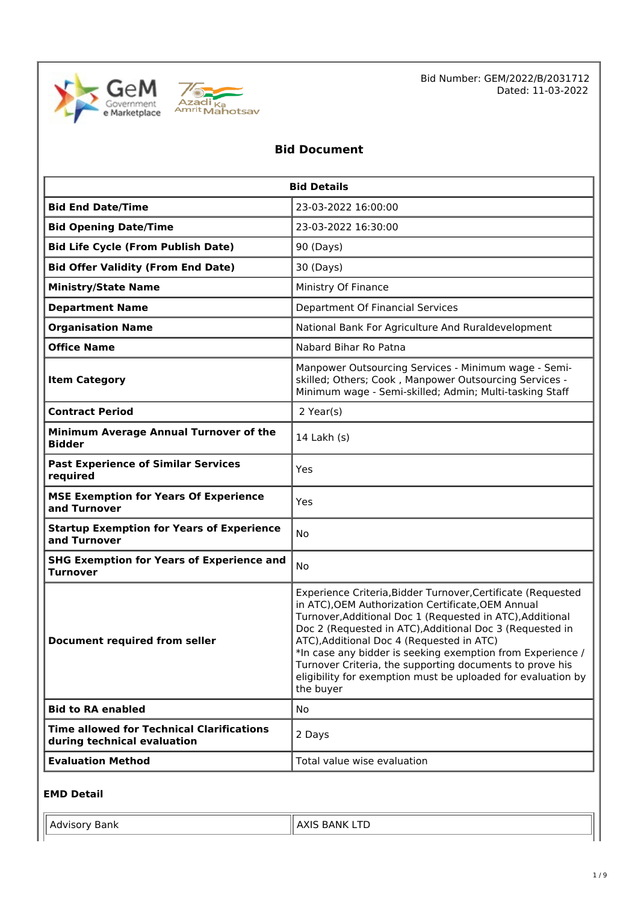Bid Number: GEM/2022/B/2031712
Dated: 11-03-2022

# Bid Document

| Bid Details | |
|---|---|
| **Bid End Date/Time** | 23-03-2022 16:00:00 |
| **Bid Opening Date/Time** | 23-03-2022 16:30:00 |
| **Bid Life Cycle (From Publish Date)** | 90 (Days) |
| **Bid Offer Validity (From End Date)** | 30 (Days) |
| **Ministry/State Name** | Ministry Of Finance |
| **Department Name** | Department Of Financial Services |
| **Organisation Name** | National Bank For Agriculture And Ruraldevelopment |
| **Office Name** | Nabard Bihar Ro Patna |
| **Item Category** | Manpower Outsourcing Services - Minimum wage - Semi-skilled; Others; Cook , Manpower Outsourcing Services - Minimum wage - Semi-skilled; Admin; Multi-tasking Staff |
| **Contract Period** | 2 Year(s) |
| **Minimum Average Annual Turnover of the Bidder** | 14 Lakh (s) |
| **Past Experience of Similar Services required** | Yes |
| **MSE Exemption for Years Of Experience and Turnover** | Yes |
| **Startup Exemption for Years of Experience and Turnover** | No |
| **SHG Exemption for Years of Experience and Turnover** | No |
| **Document required from seller** | Experience Criteria,Bidder Turnover,Certificate (Requested in ATC),OEM Authorization Certificate,OEM Annual Turnover,Additional Doc 1 (Requested in ATC),Additional Doc 2 (Requested in ATC),Additional Doc 3 (Requested in ATC),Additional Doc 4 (Requested in ATC)<br>*In case any bidder is seeking exemption from Experience / Turnover Criteria, the supporting documents to prove his eligibility for exemption must be uploaded for evaluation by the buyer |
| **Bid to RA enabled** | No |
| **Time allowed for Technical Clarifications during technical evaluation** | 2 Days |
| **Evaluation Method** | Total value wise evaluation |

### EMD Detail

| | |
|---|---|
| Advisory Bank | AXIS BANK LTD |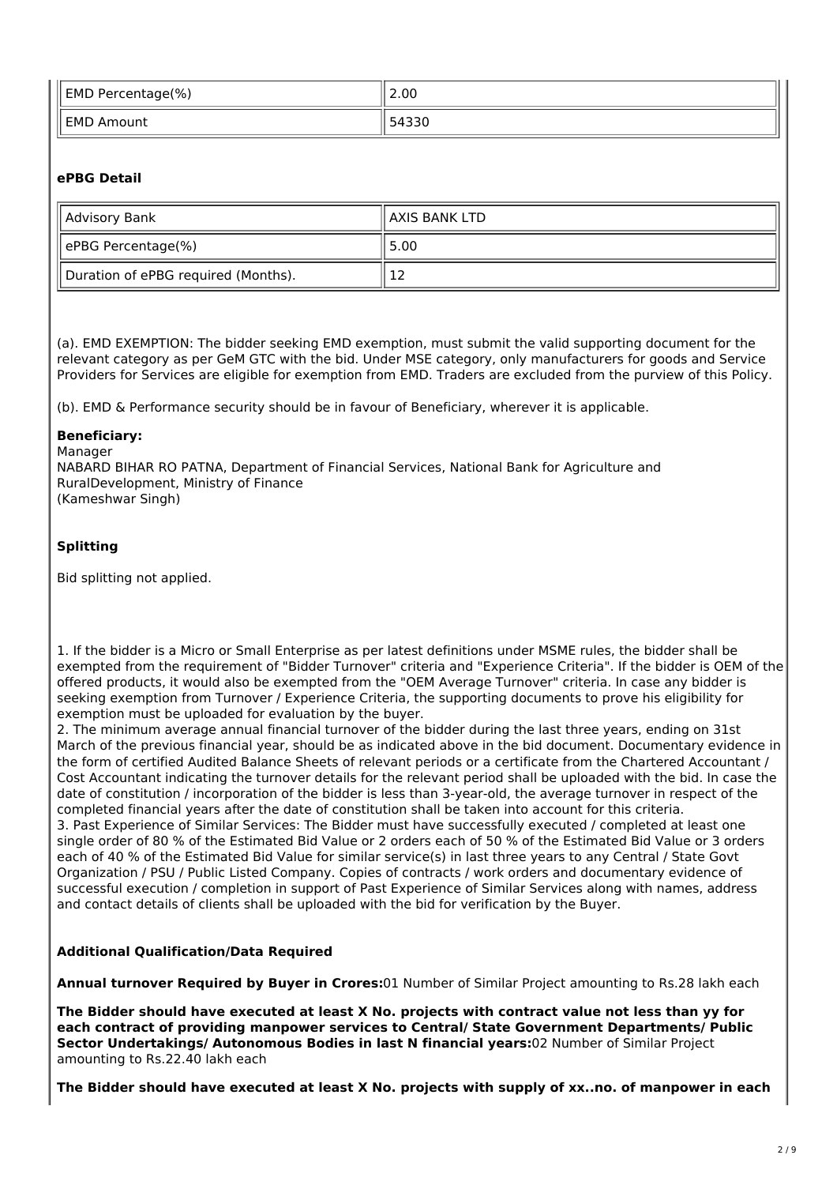| EMD Percentage(%) | 2.00 |
| --- | --- |
| EMD Amount | 54330 |

### ePBG Detail

| Advisory Bank | AXIS BANK LTD |
| --- | --- |
| ePBG Percentage(%) | 5.00 |
| Duration of ePBG required (Months). | 12 |

(a). EMD EXEMPTION: The bidder seeking EMD exemption, must submit the valid supporting document for the relevant category as per GeM GTC with the bid. Under MSE category, only manufacturers for goods and Service Providers for Services are eligible for exemption from EMD. Traders are excluded from the purview of this Policy.

(b). EMD & Performance security should be in favour of Beneficiary, wherever it is applicable.

**Beneficiary:**
Manager
NABARD BIHAR RO PATNA, Department of Financial Services, National Bank for Agriculture and RuralDevelopment, Ministry of Finance
(Kameshwar Singh)

### Splitting

Bid splitting not applied.

1. If the bidder is a Micro or Small Enterprise as per latest definitions under MSME rules, the bidder shall be exempted from the requirement of "Bidder Turnover" criteria and "Experience Criteria". If the bidder is OEM of the offered products, it would also be exempted from the "OEM Average Turnover" criteria. In case any bidder is seeking exemption from Turnover / Experience Criteria, the supporting documents to prove his eligibility for exemption must be uploaded for evaluation by the buyer.
2. The minimum average annual financial turnover of the bidder during the last three years, ending on 31st March of the previous financial year, should be as indicated above in the bid document. Documentary evidence in the form of certified Audited Balance Sheets of relevant periods or a certificate from the Chartered Accountant / Cost Accountant indicating the turnover details for the relevant period shall be uploaded with the bid. In case the date of constitution / incorporation of the bidder is less than 3-year-old, the average turnover in respect of the completed financial years after the date of constitution shall be taken into account for this criteria.
3. Past Experience of Similar Services: The Bidder must have successfully executed / completed at least one single order of 80 % of the Estimated Bid Value or 2 orders each of 50 % of the Estimated Bid Value or 3 orders each of 40 % of the Estimated Bid Value for similar service(s) in last three years to any Central / State Govt Organization / PSU / Public Listed Company. Copies of contracts / work orders and documentary evidence of successful execution / completion in support of Past Experience of Similar Services along with names, address and contact details of clients shall be uploaded with the bid for verification by the Buyer.

### Additional Qualification/Data Required

**Annual turnover Required by Buyer in Crores:**01 Number of Similar Project amounting to Rs.28 lakh each

**The Bidder should have executed at least X No. projects with contract value not less than yy for each contract of providing manpower services to Central/ State Government Departments/ Public Sector Undertakings/ Autonomous Bodies in last N financial years:**02 Number of Similar Project amounting to Rs.22.40 lakh each

**The Bidder should have executed at least X No. projects with supply of xx..no. of manpower in each**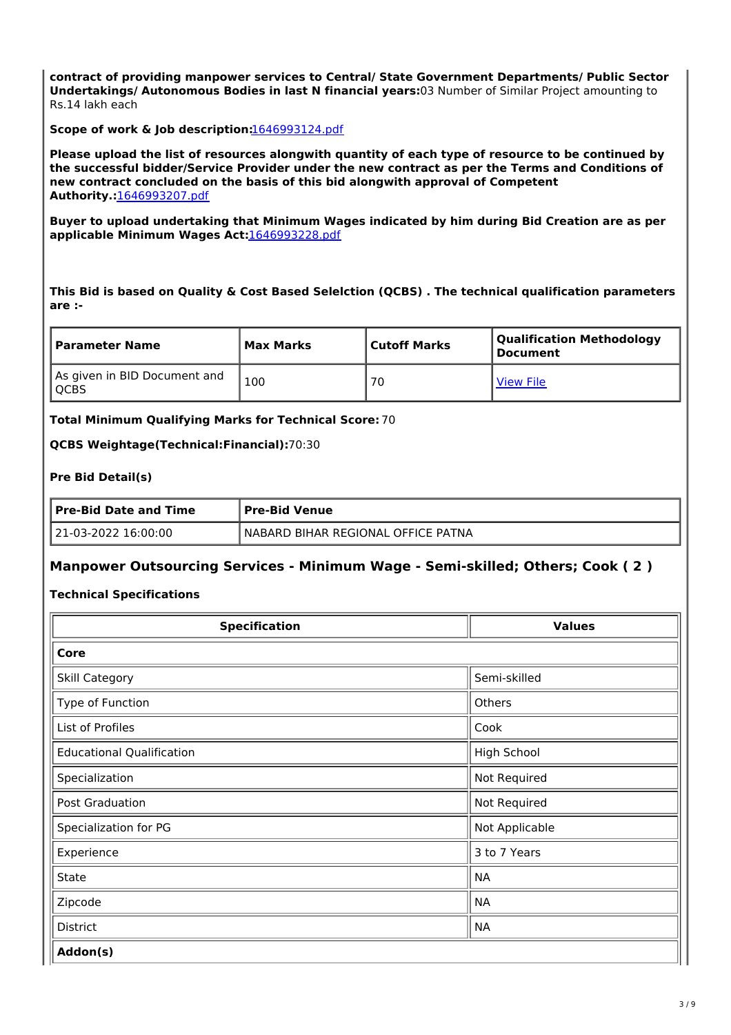**contract of providing manpower services to Central/ State Government Departments/ Public Sector Undertakings/ Autonomous Bodies in last N financial years:**03 Number of Similar Project amounting to Rs.14 lakh each

**Scope of work & Job description:**1646993124.pdf

**Please upload the list of resources alongwith quantity of each type of resource to be continued by the successful bidder/Service Provider under the new contract as per the Terms and Conditions of new contract concluded on the basis of this bid alongwith approval of Competent Authority.:**1646993207.pdf

**Buyer to upload undertaking that Minimum Wages indicated by him during Bid Creation are as per applicable Minimum Wages Act:**1646993228.pdf

**This Bid is based on Quality & Cost Based Selelction (QCBS) . The technical qualification parameters are :-**

| Parameter Name | Max Marks | Cutoff Marks | Qualification Methodology Document |
|---|---|---|---|
| As given in BID Document and QCBS | 100 | 70 | View File |

**Total Minimum Qualifying Marks for Technical Score:** 70

**QCBS Weightage(Technical:Financial):**70:30

**Pre Bid Detail(s)**

| Pre-Bid Date and Time | Pre-Bid Venue |
|---|---|
| 21-03-2022 16:00:00 | NABARD BIHAR REGIONAL OFFICE PATNA |

## Manpower Outsourcing Services - Minimum Wage - Semi-skilled; Others; Cook ( 2 )

**Technical Specifications**

| Specification | Values |
|---|---|
| **Core** | |
| Skill Category | Semi-skilled |
| Type of Function | Others |
| List of Profiles | Cook |
| Educational Qualification | High School |
| Specialization | Not Required |
| Post Graduation | Not Required |
| Specialization for PG | Not Applicable |
| Experience | 3 to 7 Years |
| State | NA |
| Zipcode | NA |
| District | NA |
| **Addon(s)** | |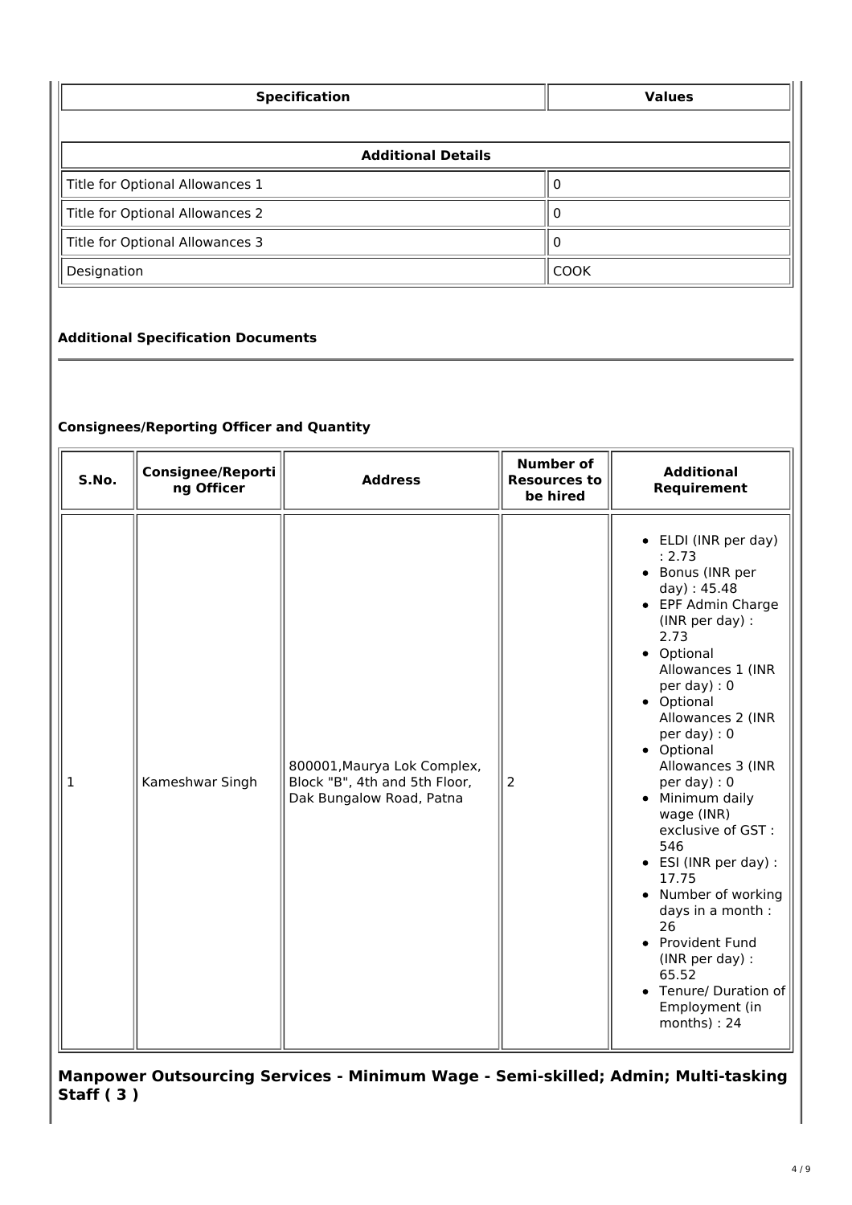| Specification | Values |
|---|---|
| **Additional Details** | |
| Title for Optional Allowances 1 | 0 |
| Title for Optional Allowances 2 | 0 |
| Title for Optional Allowances 3 | 0 |
| Designation | COOK |

**Additional Specification Documents**

**Consignees/Reporting Officer and Quantity**

| S.No. | Consignee/Reporting Officer | Address | Number of Resources to be hired | Additional Requirement |
|---|---|---|---|---|
| 1 | Kameshwar Singh | 800001,Maurya Lok Complex, Block "B", 4th and 5th Floor, Dak Bungalow Road, Patna | 2 | • ELDI (INR per day) : 2.73<br>• Bonus (INR per day) : 45.48<br>• EPF Admin Charge (INR per day) : 2.73<br>• Optional Allowances 1 (INR per day) : 0<br>• Optional Allowances 2 (INR per day) : 0<br>• Optional Allowances 3 (INR per day) : 0<br>• Minimum daily wage (INR) exclusive of GST : 546<br>• ESI (INR per day) : 17.75<br>• Number of working days in a month : 26<br>• Provident Fund (INR per day) : 65.52<br>• Tenure/ Duration of Employment (in months) : 24 |

## Manpower Outsourcing Services - Minimum Wage - Semi-skilled; Admin; Multi-tasking Staff ( 3 )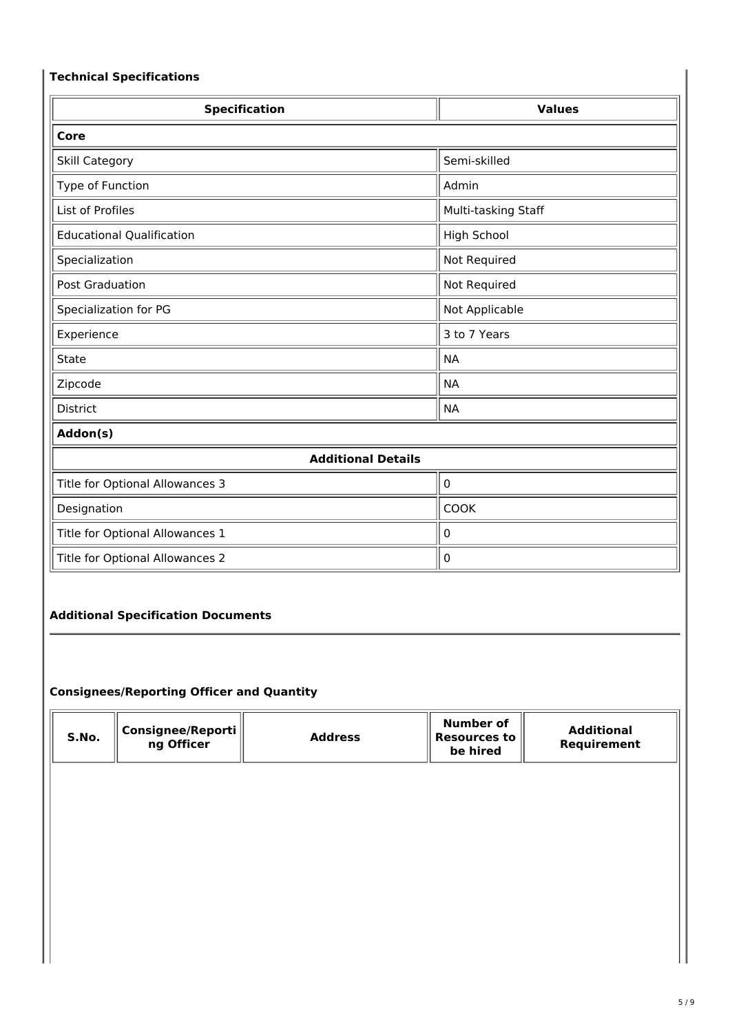### Technical Specifications

| Specification | Values |
|---|---|
| **Core** | |
| Skill Category | Semi-skilled |
| Type of Function | Admin |
| List of Profiles | Multi-tasking Staff |
| Educational Qualification | High School |
| Specialization | Not Required |
| Post Graduation | Not Required |
| Specialization for PG | Not Applicable |
| Experience | 3 to 7 Years |
| State | NA |
| Zipcode | NA |
| District | NA |
| **Addon(s)** | |
| **Additional Details** | |
| Title for Optional Allowances 3 | 0 |
| Designation | COOK |
| Title for Optional Allowances 1 | 0 |
| Title for Optional Allowances 2 | 0 |

### Additional Specification Documents

### Consignees/Reporting Officer and Quantity

| S.No. | Consignee/Reporting Officer | Address | Number of Resources to be hired | Additional Requirement |
|---|---|---|---|---|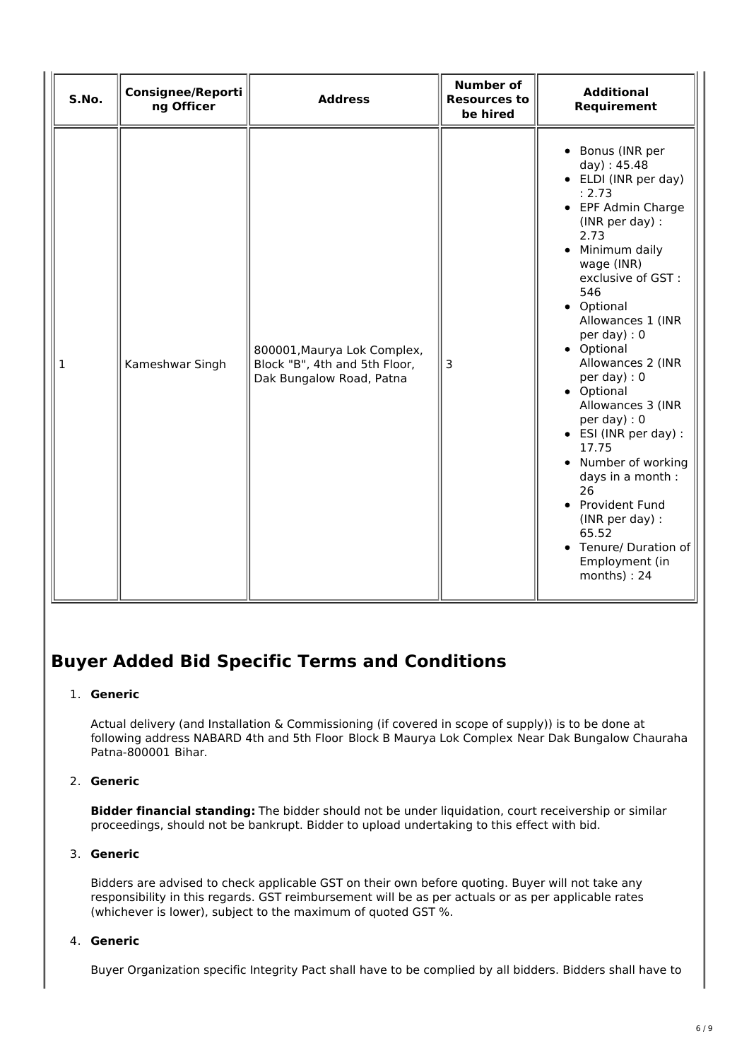| S.No. | Consignee/Reporting Officer | Address | Number of Resources to be hired | Additional Requirement |
|---|---|---|---|---|
| 1 | Kameshwar Singh | 800001,Maurya Lok Complex, Block "B", 4th and 5th Floor, Dak Bungalow Road, Patna | 3 | • Bonus (INR per day) : 45.48<br>• ELDI (INR per day) : 2.73<br>• EPF Admin Charge (INR per day) : 2.73<br>• Minimum daily wage (INR) exclusive of GST : 546<br>• Optional Allowances 1 (INR per day) : 0<br>• Optional Allowances 2 (INR per day) : 0<br>• Optional Allowances 3 (INR per day) : 0<br>• ESI (INR per day) : 17.75<br>• Number of working days in a month : 26<br>• Provident Fund (INR per day) : 65.52<br>• Tenure/ Duration of Employment (in months) : 24 |

## Buyer Added Bid Specific Terms and Conditions

1. **Generic**

   Actual delivery (and Installation & Commissioning (if covered in scope of supply)) is to be done at following address NABARD 4th and 5th Floor Block B Maurya Lok Complex Near Dak Bungalow Chauraha Patna-800001 Bihar.

2. **Generic**

   **Bidder financial standing:** The bidder should not be under liquidation, court receivership or similar proceedings, should not be bankrupt. Bidder to upload undertaking to this effect with bid.

3. **Generic**

   Bidders are advised to check applicable GST on their own before quoting. Buyer will not take any responsibility in this regards. GST reimbursement will be as per actuals or as per applicable rates (whichever is lower), subject to the maximum of quoted GST %.

4. **Generic**

   Buyer Organization specific Integrity Pact shall have to be complied by all bidders. Bidders shall have to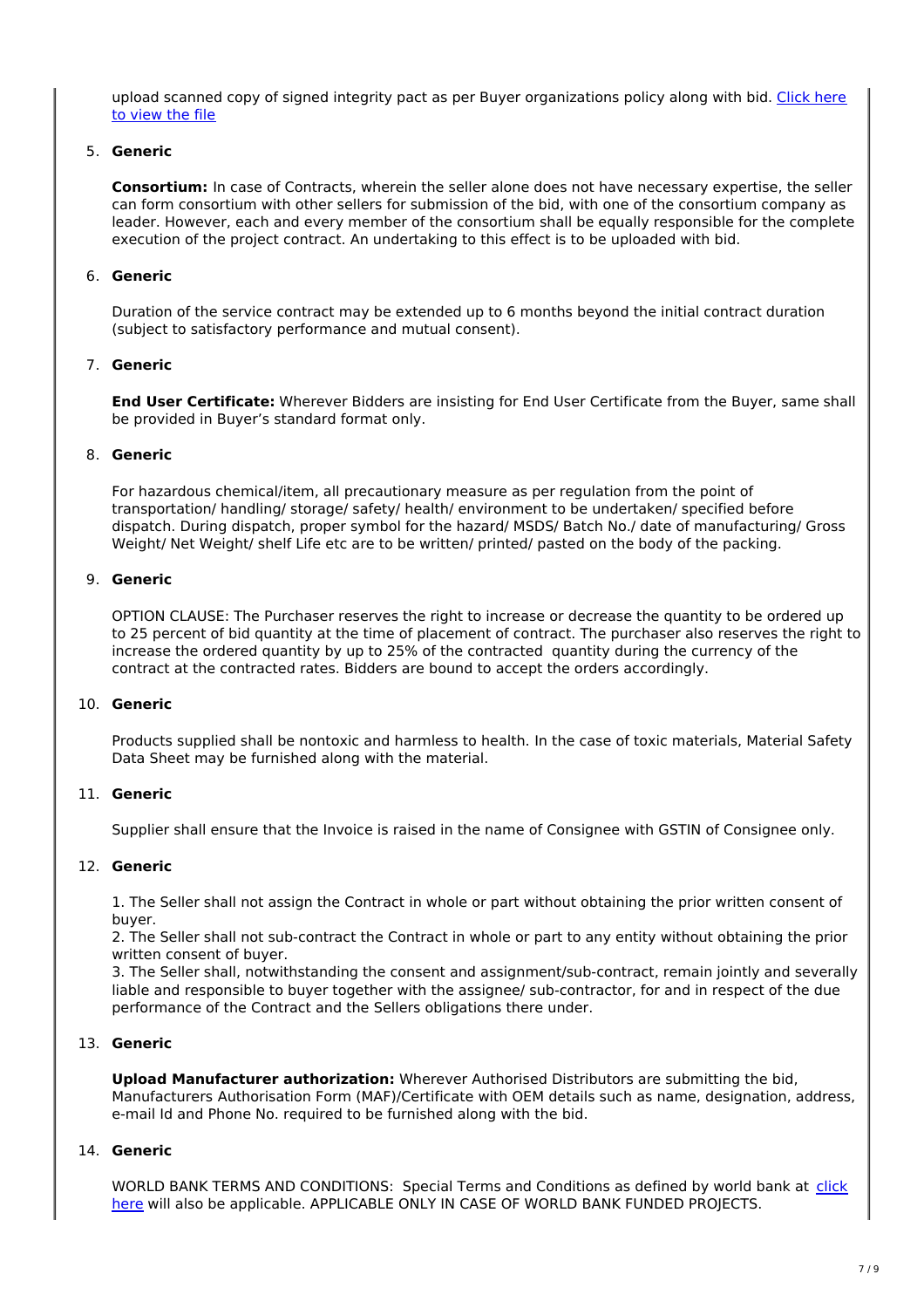upload scanned copy of signed integrity pact as per Buyer organizations policy along with bid. Click here to view the file

5. **Generic**

   **Consortium:** In case of Contracts, wherein the seller alone does not have necessary expertise, the seller can form consortium with other sellers for submission of the bid, with one of the consortium company as leader. However, each and every member of the consortium shall be equally responsible for the complete execution of the project contract. An undertaking to this effect is to be uploaded with bid.

6. **Generic**

   Duration of the service contract may be extended up to 6 months beyond the initial contract duration (subject to satisfactory performance and mutual consent).

7. **Generic**

   **End User Certificate:** Wherever Bidders are insisting for End User Certificate from the Buyer, same shall be provided in Buyer's standard format only.

8. **Generic**

   For hazardous chemical/item, all precautionary measure as per regulation from the point of transportation/ handling/ storage/ safety/ health/ environment to be undertaken/ specified before dispatch. During dispatch, proper symbol for the hazard/ MSDS/ Batch No./ date of manufacturing/ Gross Weight/ Net Weight/ shelf Life etc are to be written/ printed/ pasted on the body of the packing.

9. **Generic**

   OPTION CLAUSE: The Purchaser reserves the right to increase or decrease the quantity to be ordered up to 25 percent of bid quantity at the time of placement of contract. The purchaser also reserves the right to increase the ordered quantity by up to 25% of the contracted quantity during the currency of the contract at the contracted rates. Bidders are bound to accept the orders accordingly.

10. **Generic**

    Products supplied shall be nontoxic and harmless to health. In the case of toxic materials, Material Safety Data Sheet may be furnished along with the material.

11. **Generic**

    Supplier shall ensure that the Invoice is raised in the name of Consignee with GSTIN of Consignee only.

12. **Generic**

    1. The Seller shall not assign the Contract in whole or part without obtaining the prior written consent of buyer.
    2. The Seller shall not sub-contract the Contract in whole or part to any entity without obtaining the prior written consent of buyer.
    3. The Seller shall, notwithstanding the consent and assignment/sub-contract, remain jointly and severally liable and responsible to buyer together with the assignee/ sub-contractor, for and in respect of the due performance of the Contract and the Sellers obligations there under.

13. **Generic**

    **Upload Manufacturer authorization:** Wherever Authorised Distributors are submitting the bid, Manufacturers Authorisation Form (MAF)/Certificate with OEM details such as name, designation, address, e-mail Id and Phone No. required to be furnished along with the bid.

14. **Generic**

    WORLD BANK TERMS AND CONDITIONS: Special Terms and Conditions as defined by world bank at click here will also be applicable. APPLICABLE ONLY IN CASE OF WORLD BANK FUNDED PROJECTS.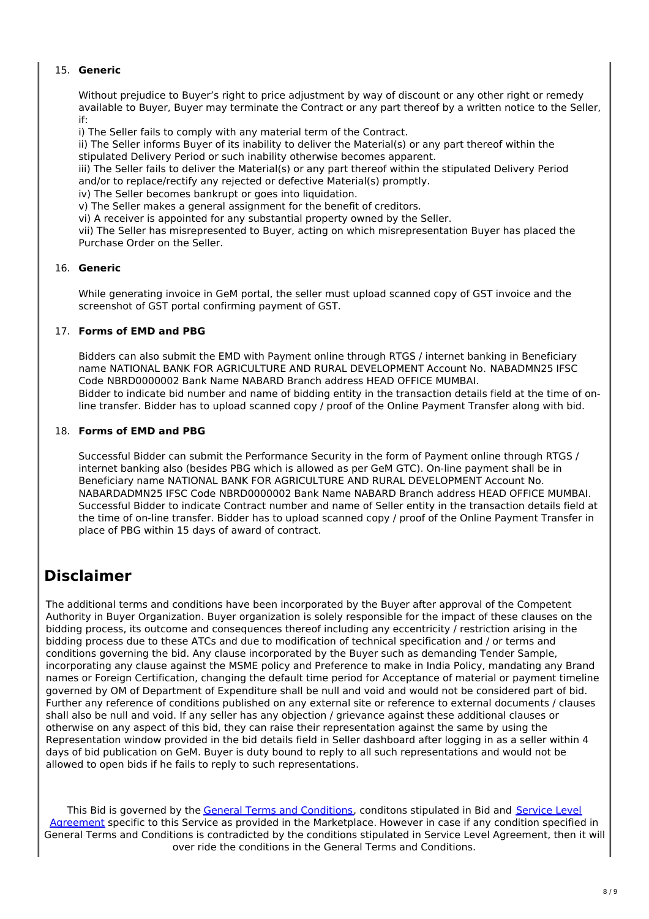15. **Generic**

    Without prejudice to Buyer's right to price adjustment by way of discount or any other right or remedy available to Buyer, Buyer may terminate the Contract or any part thereof by a written notice to the Seller, if:
    i) The Seller fails to comply with any material term of the Contract.
    ii) The Seller informs Buyer of its inability to deliver the Material(s) or any part thereof within the stipulated Delivery Period or such inability otherwise becomes apparent.
    iii) The Seller fails to deliver the Material(s) or any part thereof within the stipulated Delivery Period and/or to replace/rectify any rejected or defective Material(s) promptly.
    iv) The Seller becomes bankrupt or goes into liquidation.
    v) The Seller makes a general assignment for the benefit of creditors.
    vi) A receiver is appointed for any substantial property owned by the Seller.
    vii) The Seller has misrepresented to Buyer, acting on which misrepresentation Buyer has placed the Purchase Order on the Seller.

16. **Generic**

    While generating invoice in GeM portal, the seller must upload scanned copy of GST invoice and the screenshot of GST portal confirming payment of GST.

17. **Forms of EMD and PBG**

    Bidders can also submit the EMD with Payment online through RTGS / internet banking in Beneficiary name NATIONAL BANK FOR AGRICULTURE AND RURAL DEVELOPMENT Account No. NABADMN25 IFSC Code NBRD0000002 Bank Name NABARD Branch address HEAD OFFICE MUMBAI.
    Bidder to indicate bid number and name of bidding entity in the transaction details field at the time of on-line transfer. Bidder has to upload scanned copy / proof of the Online Payment Transfer along with bid.

18. **Forms of EMD and PBG**

    Successful Bidder can submit the Performance Security in the form of Payment online through RTGS / internet banking also (besides PBG which is allowed as per GeM GTC). On-line payment shall be in Beneficiary name NATIONAL BANK FOR AGRICULTURE AND RURAL DEVELOPMENT Account No. NABARDADMN25 IFSC Code NBRD0000002 Bank Name NABARD Branch address HEAD OFFICE MUMBAI. Successful Bidder to indicate Contract number and name of Seller entity in the transaction details field at the time of on-line transfer. Bidder has to upload scanned copy / proof of the Online Payment Transfer in place of PBG within 15 days of award of contract.

# Disclaimer

The additional terms and conditions have been incorporated by the Buyer after approval of the Competent Authority in Buyer Organization. Buyer organization is solely responsible for the impact of these clauses on the bidding process, its outcome and consequences thereof including any eccentricity / restriction arising in the bidding process due to these ATCs and due to modification of technical specification and / or terms and conditions governing the bid. Any clause incorporated by the Buyer such as demanding Tender Sample, incorporating any clause against the MSME policy and Preference to make in India Policy, mandating any Brand names or Foreign Certification, changing the default time period for Acceptance of material or payment timeline governed by OM of Department of Expenditure shall be null and void and would not be considered part of bid. Further any reference of conditions published on any external site or reference to external documents / clauses shall also be null and void. If any seller has any objection / grievance against these additional clauses or otherwise on any aspect of this bid, they can raise their representation against the same by using the Representation window provided in the bid details field in Seller dashboard after logging in as a seller within 4 days of bid publication on GeM. Buyer is duty bound to reply to all such representations and would not be allowed to open bids if he fails to reply to such representations.

This Bid is governed by the General Terms and Conditions, conditons stipulated in Bid and Service Level Agreement specific to this Service as provided in the Marketplace. However in case if any condition specified in General Terms and Conditions is contradicted by the conditions stipulated in Service Level Agreement, then it will over ride the conditions in the General Terms and Conditions.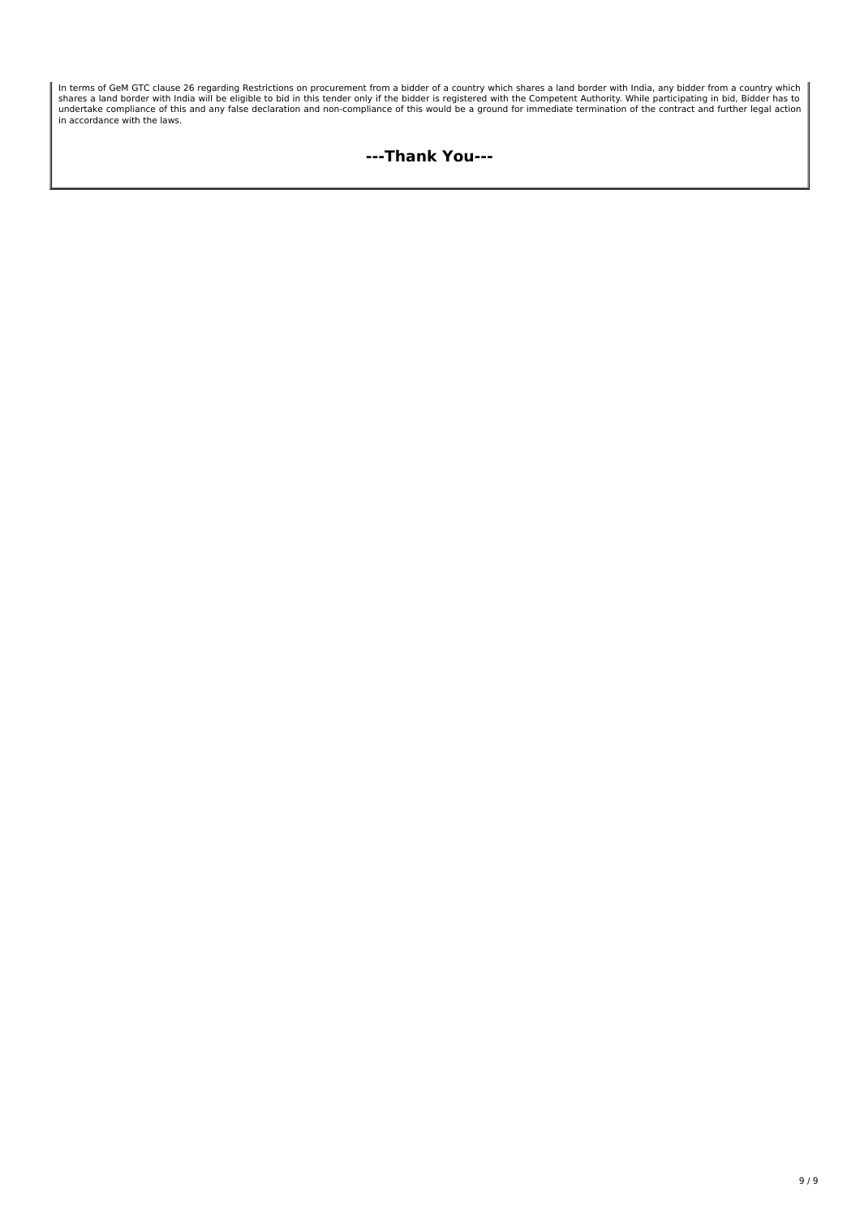In terms of GeM GTC clause 26 regarding Restrictions on procurement from a bidder of a country which shares a land border with India, any bidder from a country which shares a land border with India will be eligible to bid in this tender only if the bidder is registered with the Competent Authority. While participating in bid, Bidder has to undertake compliance of this and any false declaration and non-compliance of this would be a ground for immediate termination of the contract and further legal action in accordance with the laws.

**---Thank You---**